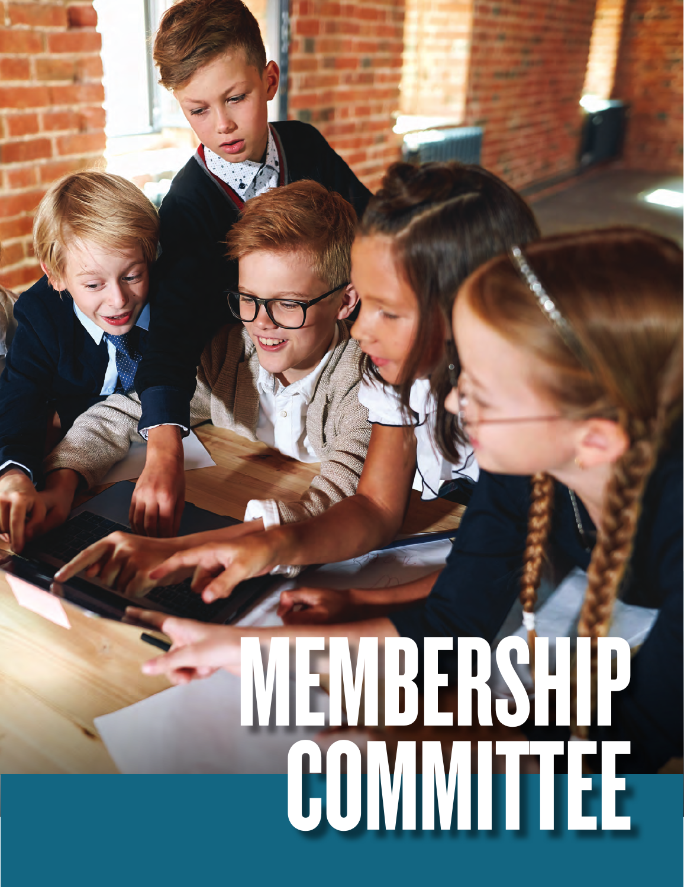# MEMBERSHIP COMMITTEE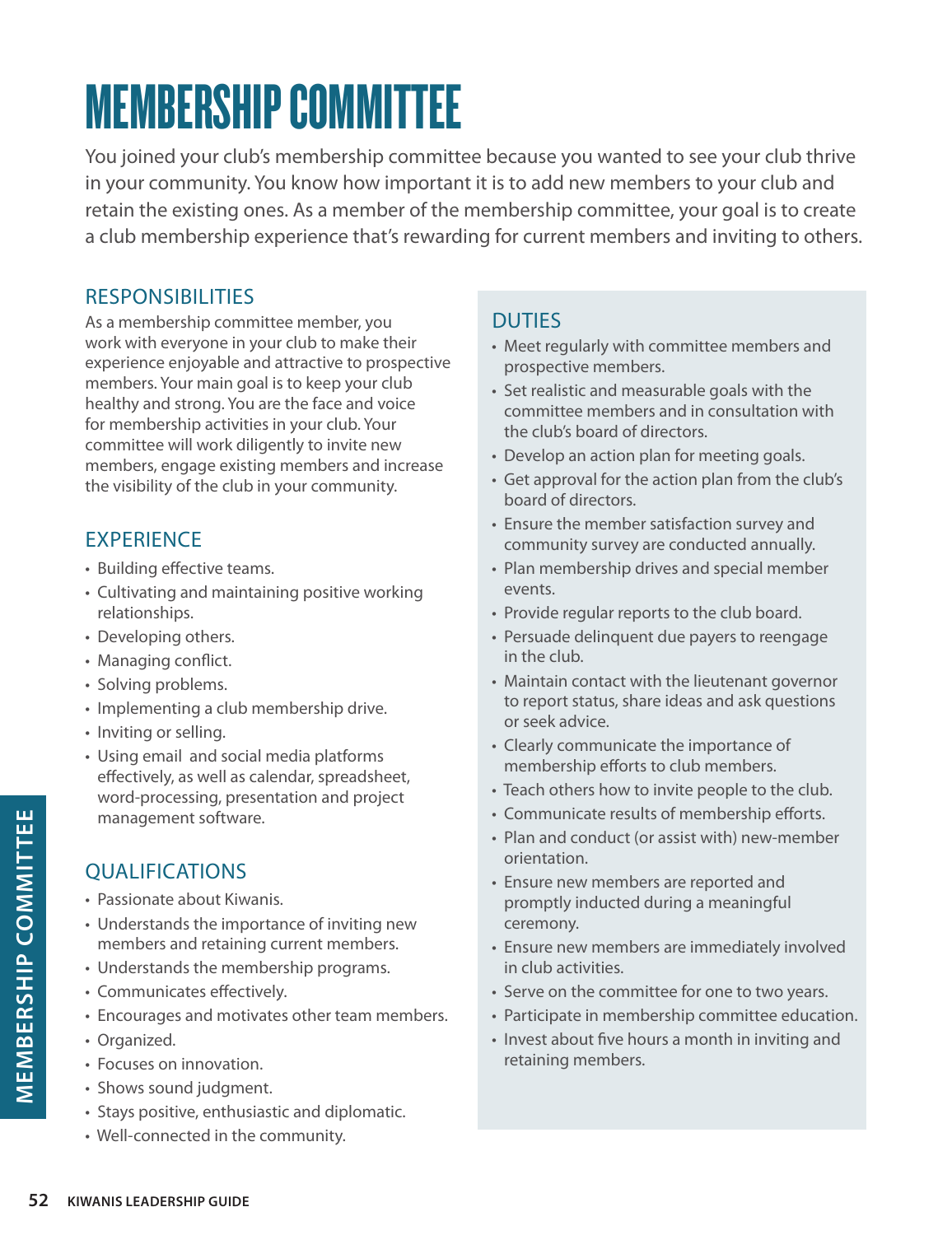# MEMBERSHIP COMMITTEE

You joined your club's membership committee because you wanted to see your club thrive in your community. You know how important it is to add new members to your club and retain the existing ones. As a member of the membership committee, your goal is to create a club membership experience that's rewarding for current members and inviting to others.

## RESPONSIBILITIES

As a membership committee member, you work with everyone in your club to make their experience enjoyable and attractive to prospective members. Your main goal is to keep your club healthy and strong. You are the face and voice for membership activities in your club. Your committee will work diligently to invite new members, engage existing members and increase the visibility of the club in your community.

## EXPERIENCE

- Building effective teams.
- Cultivating and maintaining positive working relationships.
- Developing others.
- Managing conflict.
- Solving problems.
- Implementing a club membership drive.
- Inviting or selling.
- Using email and social media platforms effectively, as well as calendar, spreadsheet, word-processing, presentation and project management software.

## QUALIFICATIONS

- Passionate about Kiwanis.
- Understands the importance of inviting new members and retaining current members.
- Understands the membership programs.
- Communicates effectively.
- Encourages and motivates other team members.
- Organized.
- Focuses on innovation.
- Shows sound judgment.
- Stays positive, enthusiastic and diplomatic.
- Well-connected in the community.

## DUTIES

- Meet regularly with committee members and prospective members.
- Set realistic and measurable goals with the committee members and in consultation with the club's board of directors.
- Develop an action plan for meeting goals.
- Get approval for the action plan from the club's board of directors.
- Ensure the member satisfaction survey and community survey are conducted annually.
- Plan membership drives and special member events.
- Provide regular reports to the club board.
- Persuade delinquent due payers to reengage in the club.
- Maintain contact with the lieutenant governor to report status, share ideas and ask questions or seek advice.
- Clearly communicate the importance of membership efforts to club members.
- Teach others how to invite people to the club.
- Communicate results of membership efforts.
- Plan and conduct (or assist with) new-member orientation.
- Ensure new members are reported and promptly inducted during a meaningful ceremony.
- Ensure new members are immediately involved in club activities.
- Serve on the committee for one to two years.
- Participate in membership committee education.
- Invest about five hours a month in inviting and retaining members.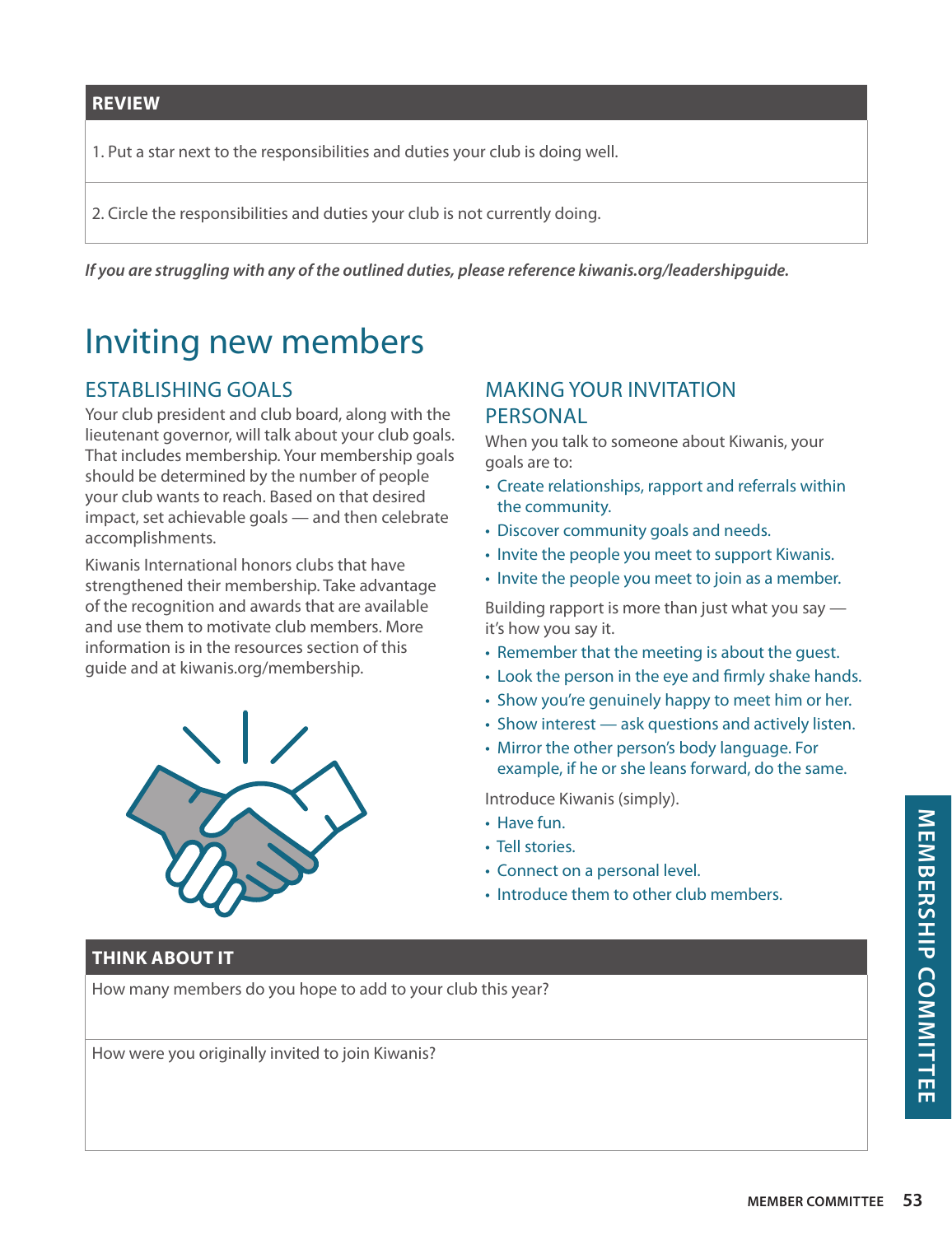| REVIEW |
| --- |
| 1. Put a star next to the responsibilities and duties your club is doing well. |
| 2. Circle the responsibilities and duties your club is not currently doing. |

***If you are struggling with any of the outlined duties, please reference kiwanis.org/leadershipguide.***

# Inviting new members

## ESTABLISHING GOALS

Your club president and club board, along with the lieutenant governor, will talk about your club goals. That includes membership. Your membership goals should be determined by the number of people your club wants to reach. Based on that desired impact, set achievable goals — and then celebrate accomplishments.

Kiwanis International honors clubs that have strengthened their membership. Take advantage of the recognition and awards that are available and use them to motivate club members. More information is in the resources section of this guide and at kiwanis.org/membership.

## MAKING YOUR INVITATION PERSONAL

When you talk to someone about Kiwanis, your goals are to:

- Create relationships, rapport and referrals within the community.
- Discover community goals and needs.
- Invite the people you meet to support Kiwanis.
- Invite the people you meet to join as a member.

Building rapport is more than just what you say — it's how you say it.

- Remember that the meeting is about the guest.
- Look the person in the eye and firmly shake hands.
- Show you're genuinely happy to meet him or her.
- Show interest — ask questions and actively listen.
- Mirror the other person's body language. For example, if he or she leans forward, do the same.

Introduce Kiwanis (simply).

- Have fun.
- Tell stories.
- Connect on a personal level.
- Introduce them to other club members.

| THINK ABOUT IT |
| --- |
| How many members do you hope to add to your club this year? |
| How were you originally invited to join Kiwanis? |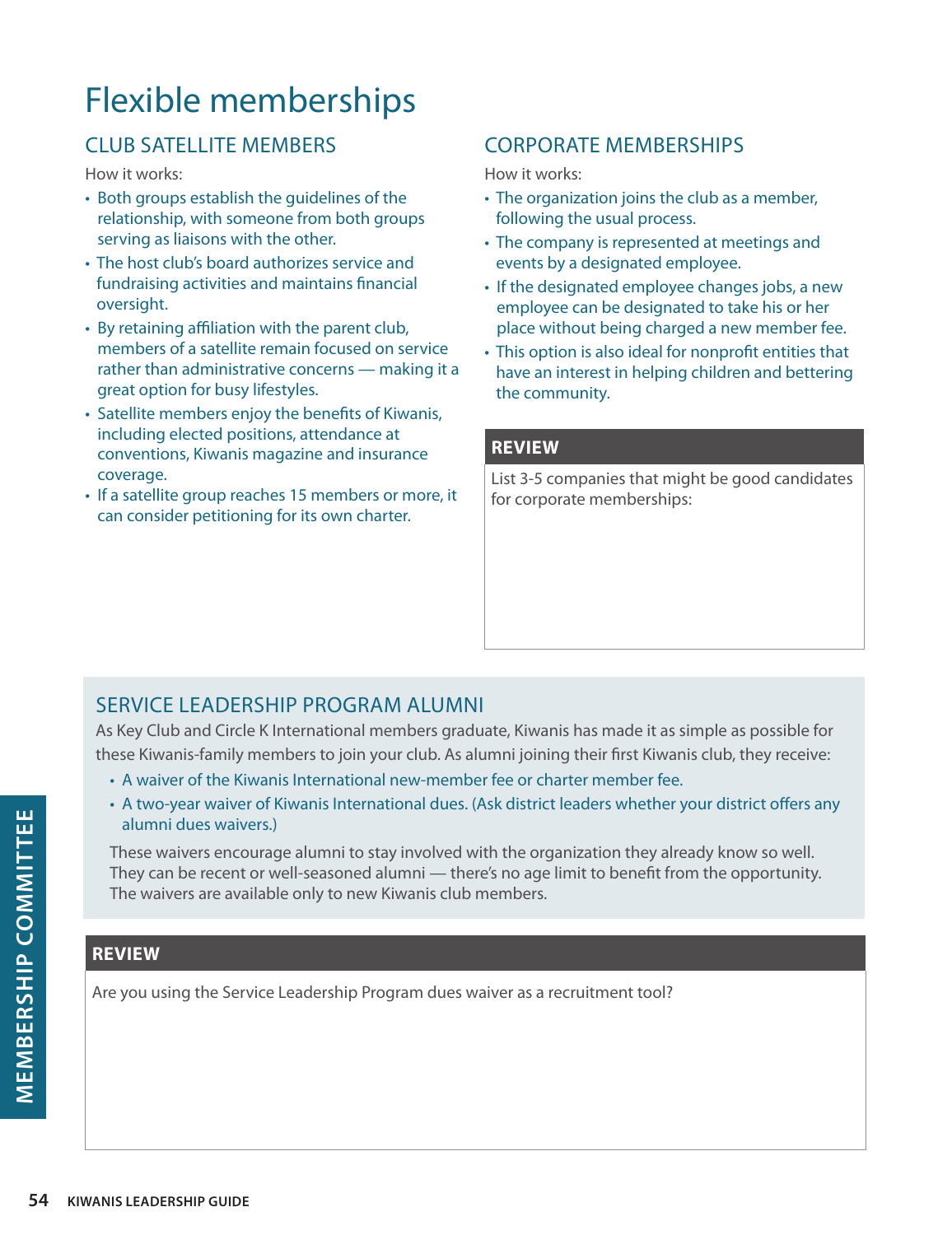# Flexible memberships

## CLUB SATELLITE MEMBERS

How it works:

- Both groups establish the guidelines of the relationship, with someone from both groups serving as liaisons with the other.
- The host club's board authorizes service and fundraising activities and maintains financial oversight.
- By retaining affiliation with the parent club, members of a satellite remain focused on service rather than administrative concerns — making it a great option for busy lifestyles.
- Satellite members enjoy the benefits of Kiwanis, including elected positions, attendance at conventions, Kiwanis magazine and insurance coverage.
- If a satellite group reaches 15 members or more, it can consider petitioning for its own charter.

## CORPORATE MEMBERSHIPS

How it works:

- The organization joins the club as a member, following the usual process.
- The company is represented at meetings and events by a designated employee.
- If the designated employee changes jobs, a new employee can be designated to take his or her place without being charged a new member fee.
- This option is also ideal for nonprofit entities that have an interest in helping children and bettering the community.

### REVIEW

List 3-5 companies that might be good candidates for corporate memberships:

## SERVICE LEADERSHIP PROGRAM ALUMNI

As Key Club and Circle K International members graduate, Kiwanis has made it as simple as possible for these Kiwanis-family members to join your club. As alumni joining their first Kiwanis club, they receive:

- A waiver of the Kiwanis International new-member fee or charter member fee.
- A two-year waiver of Kiwanis International dues. (Ask district leaders whether your district offers any alumni dues waivers.)

These waivers encourage alumni to stay involved with the organization they already know so well. They can be recent or well-seasoned alumni — there's no age limit to benefit from the opportunity. The waivers are available only to new Kiwanis club members.

### REVIEW

Are you using the Service Leadership Program dues waiver as a recruitment tool?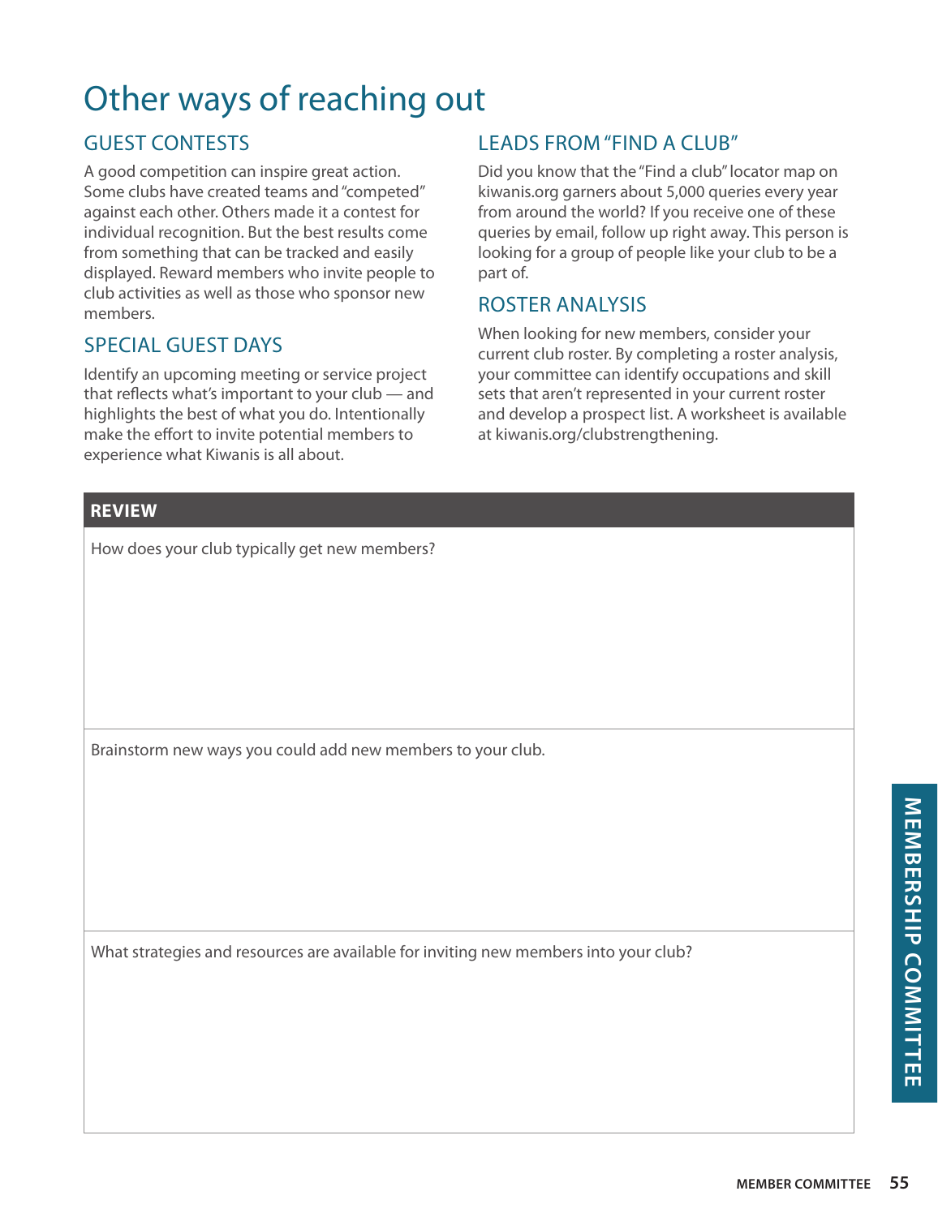# Other ways of reaching out

## GUEST CONTESTS

A good competition can inspire great action. Some clubs have created teams and "competed" against each other. Others made it a contest for individual recognition. But the best results come from something that can be tracked and easily displayed. Reward members who invite people to club activities as well as those who sponsor new members.

## SPECIAL GUEST DAYS

Identify an upcoming meeting or service project that reflects what's important to your club — and highlights the best of what you do. Intentionally make the effort to invite potential members to experience what Kiwanis is all about.

## LEADS FROM "FIND A CLUB"

Did you know that the "Find a club" locator map on kiwanis.org garners about 5,000 queries every year from around the world? If you receive one of these queries by email, follow up right away. This person is looking for a group of people like your club to be a part of.

## ROSTER ANALYSIS

When looking for new members, consider your current club roster. By completing a roster analysis, your committee can identify occupations and skill sets that aren't represented in your current roster and develop a prospect list. A worksheet is available at kiwanis.org/clubstrengthening.

| **REVIEW** |
|---|
| How does your club typically get new members? |
| Brainstorm new ways you could add new members to your club. |
| What strategies and resources are available for inviting new members into your club? |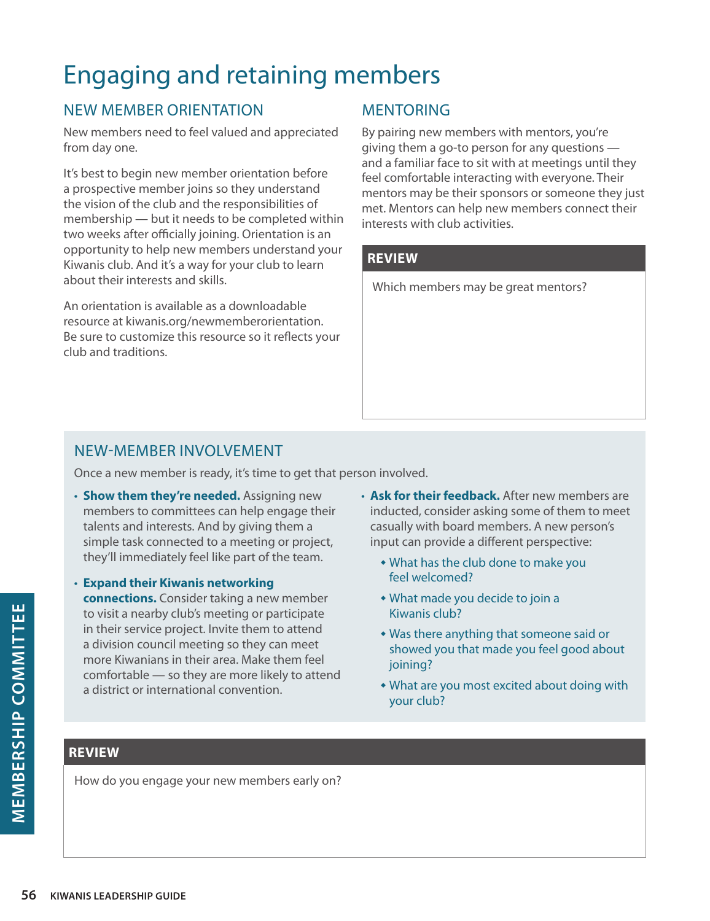# Engaging and retaining members

## NEW MEMBER ORIENTATION

New members need to feel valued and appreciated from day one.

It's best to begin new member orientation before a prospective member joins so they understand the vision of the club and the responsibilities of membership — but it needs to be completed within two weeks after officially joining. Orientation is an opportunity to help new members understand your Kiwanis club. And it's a way for your club to learn about their interests and skills.

An orientation is available as a downloadable resource at kiwanis.org/newmemberorientation. Be sure to customize this resource so it reflects your club and traditions.

## MENTORING

By pairing new members with mentors, you're giving them a go-to person for any questions — and a familiar face to sit with at meetings until they feel comfortable interacting with everyone. Their mentors may be their sponsors or someone they just met. Mentors can help new members connect their interests with club activities.

### REVIEW

Which members may be great mentors?

## NEW-MEMBER INVOLVEMENT

Once a new member is ready, it's time to get that person involved.

- **Show them they're needed.** Assigning new members to committees can help engage their talents and interests. And by giving them a simple task connected to a meeting or project, they'll immediately feel like part of the team.
- **Expand their Kiwanis networking connections.** Consider taking a new member to visit a nearby club's meeting or participate in their service project. Invite them to attend a division council meeting so they can meet more Kiwanians in their area. Make them feel comfortable — so they are more likely to attend a district or international convention.
- **Ask for their feedback.** After new members are inducted, consider asking some of them to meet casually with board members. A new person's input can provide a different perspective:
  - What has the club done to make you feel welcomed?
  - What made you decide to join a Kiwanis club?
  - Was there anything that someone said or showed you that made you feel good about joining?
  - What are you most excited about doing with your club?

### REVIEW

How do you engage your new members early on?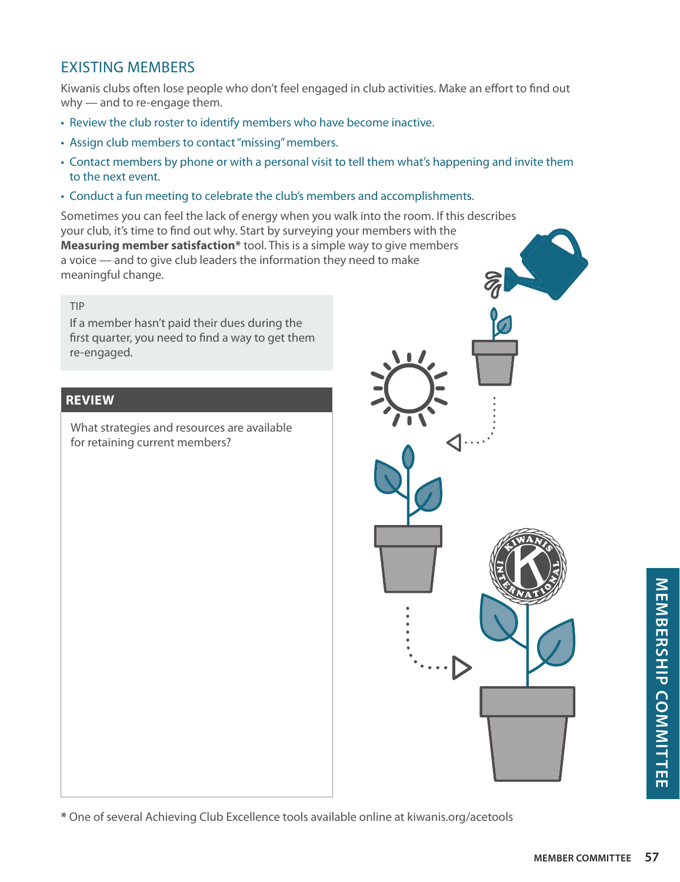## EXISTING MEMBERS

Kiwanis clubs often lose people who don't feel engaged in club activities. Make an effort to find out why — and to re-engage them.

- Review the club roster to identify members who have become inactive.
- Assign club members to contact "missing" members.
- Contact members by phone or with a personal visit to tell them what's happening and invite them to the next event.
- Conduct a fun meeting to celebrate the club's members and accomplishments.

Sometimes you can feel the lack of energy when you walk into the room. If this describes your club, it's time to find out why. Start by surveying your members with the **Measuring member satisfaction*** tool. This is a simple way to give members a voice — and to give club leaders the information they need to make meaningful change.

TIP
If a member hasn't paid their dues during the first quarter, you need to find a way to get them re-engaged.

**REVIEW**

What strategies and resources are available for retaining current members?

* One of several Achieving Club Excellence tools available online at kiwanis.org/acetools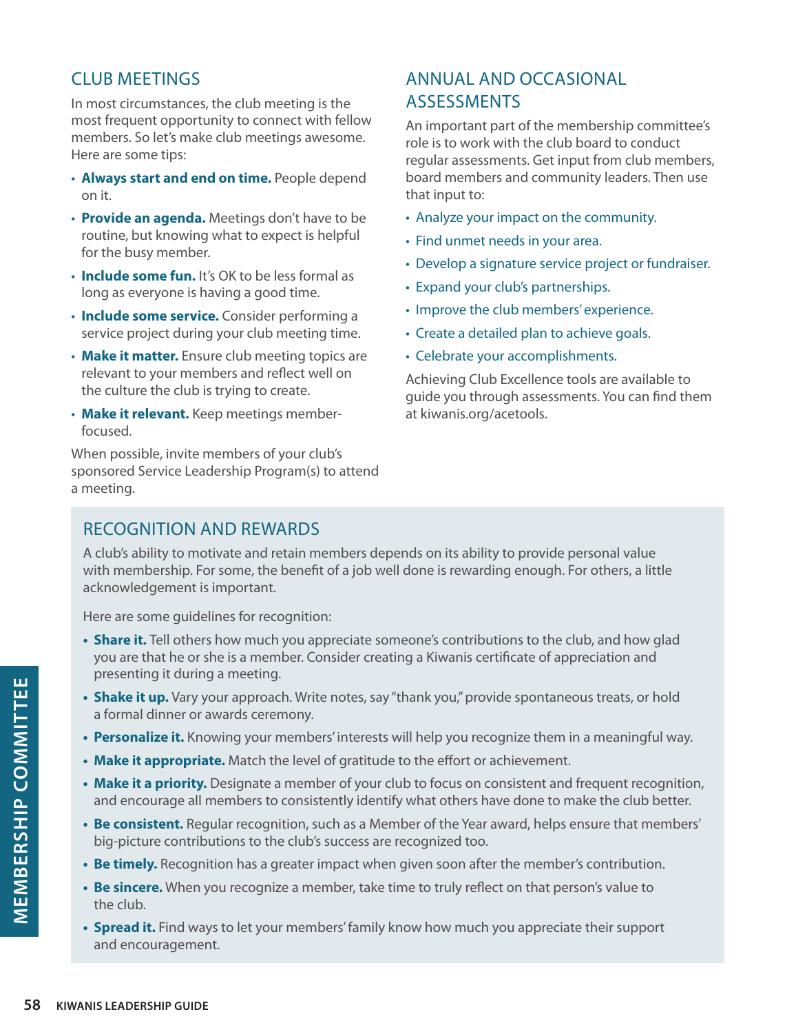## CLUB MEETINGS

In most circumstances, the club meeting is the most frequent opportunity to connect with fellow members. So let's make club meetings awesome. Here are some tips:

- **Always start and end on time.** People depend on it.
- **Provide an agenda.** Meetings don't have to be routine, but knowing what to expect is helpful for the busy member.
- **Include some fun.** It's OK to be less formal as long as everyone is having a good time.
- **Include some service.** Consider performing a service project during your club meeting time.
- **Make it matter.** Ensure club meeting topics are relevant to your members and reflect well on the culture the club is trying to create.
- **Make it relevant.** Keep meetings member-focused.

When possible, invite members of your club's sponsored Service Leadership Program(s) to attend a meeting.

## ANNUAL AND OCCASIONAL ASSESSMENTS

An important part of the membership committee's role is to work with the club board to conduct regular assessments. Get input from club members, board members and community leaders. Then use that input to:

- Analyze your impact on the community.
- Find unmet needs in your area.
- Develop a signature service project or fundraiser.
- Expand your club's partnerships.
- Improve the club members' experience.
- Create a detailed plan to achieve goals.
- Celebrate your accomplishments.

Achieving Club Excellence tools are available to guide you through assessments. You can find them at kiwanis.org/acetools.

## RECOGNITION AND REWARDS

A club's ability to motivate and retain members depends on its ability to provide personal value with membership. For some, the benefit of a job well done is rewarding enough. For others, a little acknowledgement is important.

Here are some guidelines for recognition:

- **Share it.** Tell others how much you appreciate someone's contributions to the club, and how glad you are that he or she is a member. Consider creating a Kiwanis certificate of appreciation and presenting it during a meeting.
- **Shake it up.** Vary your approach. Write notes, say "thank you," provide spontaneous treats, or hold a formal dinner or awards ceremony.
- **Personalize it.** Knowing your members' interests will help you recognize them in a meaningful way.
- **Make it appropriate.** Match the level of gratitude to the effort or achievement.
- **Make it a priority.** Designate a member of your club to focus on consistent and frequent recognition, and encourage all members to consistently identify what others have done to make the club better.
- **Be consistent.** Regular recognition, such as a Member of the Year award, helps ensure that members' big-picture contributions to the club's success are recognized too.
- **Be timely.** Recognition has a greater impact when given soon after the member's contribution.
- **Be sincere.** When you recognize a member, take time to truly reflect on that person's value to the club.
- **Spread it.** Find ways to let your members' family know how much you appreciate their support and encouragement.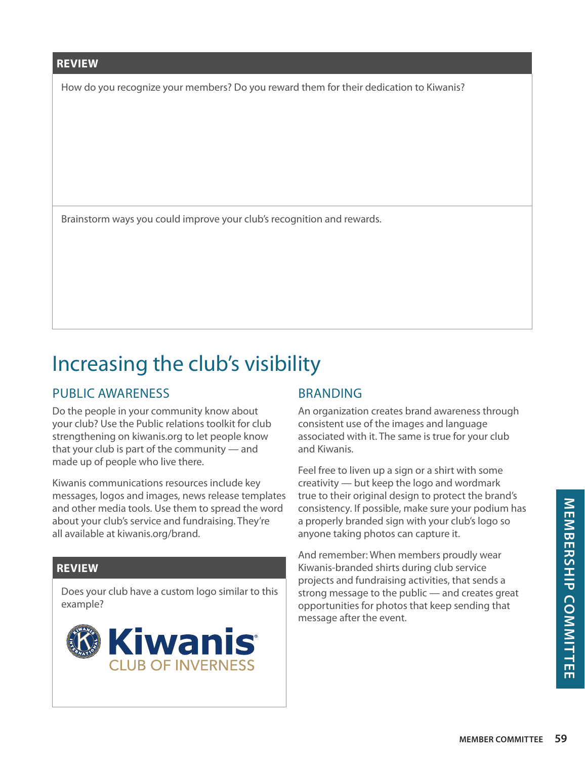**REVIEW**

How do you recognize your members? Do you reward them for their dedication to Kiwanis?

Brainstorm ways you could improve your club's recognition and rewards.

# Increasing the club's visibility

## PUBLIC AWARENESS

Do the people in your community know about your club? Use the Public relations toolkit for club strengthening on kiwanis.org to let people know that your club is part of the community — and made up of people who live there.

Kiwanis communications resources include key messages, logos and images, news release templates and other media tools. Use them to spread the word about your club's service and fundraising. They're all available at kiwanis.org/brand.

**REVIEW**

Does your club have a custom logo similar to this example?

Kiwanis
CLUB OF INVERNESS

## BRANDING

An organization creates brand awareness through consistent use of the images and language associated with it. The same is true for your club and Kiwanis.

Feel free to liven up a sign or a shirt with some creativity — but keep the logo and wordmark true to their original design to protect the brand's consistency. If possible, make sure your podium has a properly branded sign with your club's logo so anyone taking photos can capture it.

And remember: When members proudly wear Kiwanis-branded shirts during club service projects and fundraising activities, that sends a strong message to the public — and creates great opportunities for photos that keep sending that message after the event.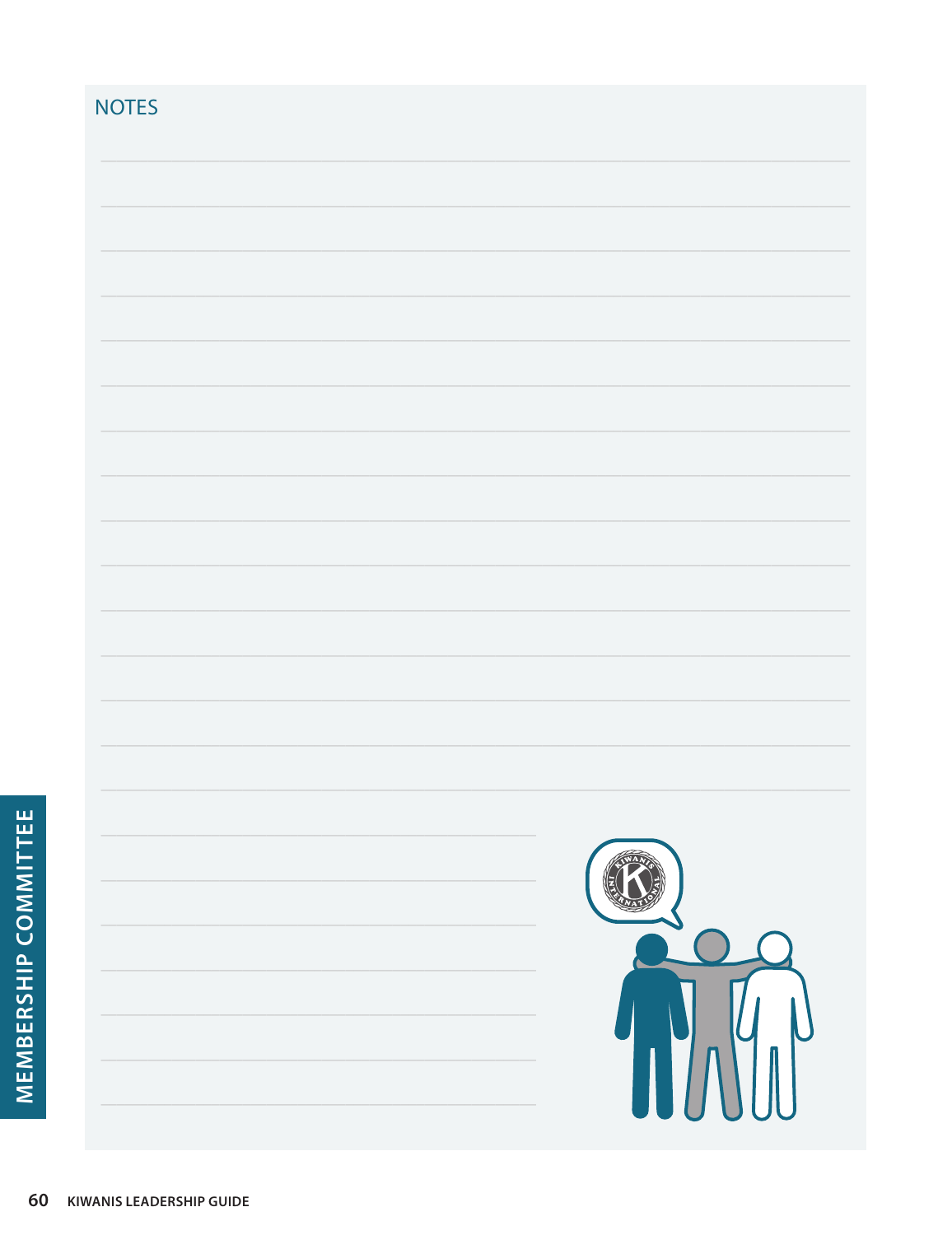## NOTES